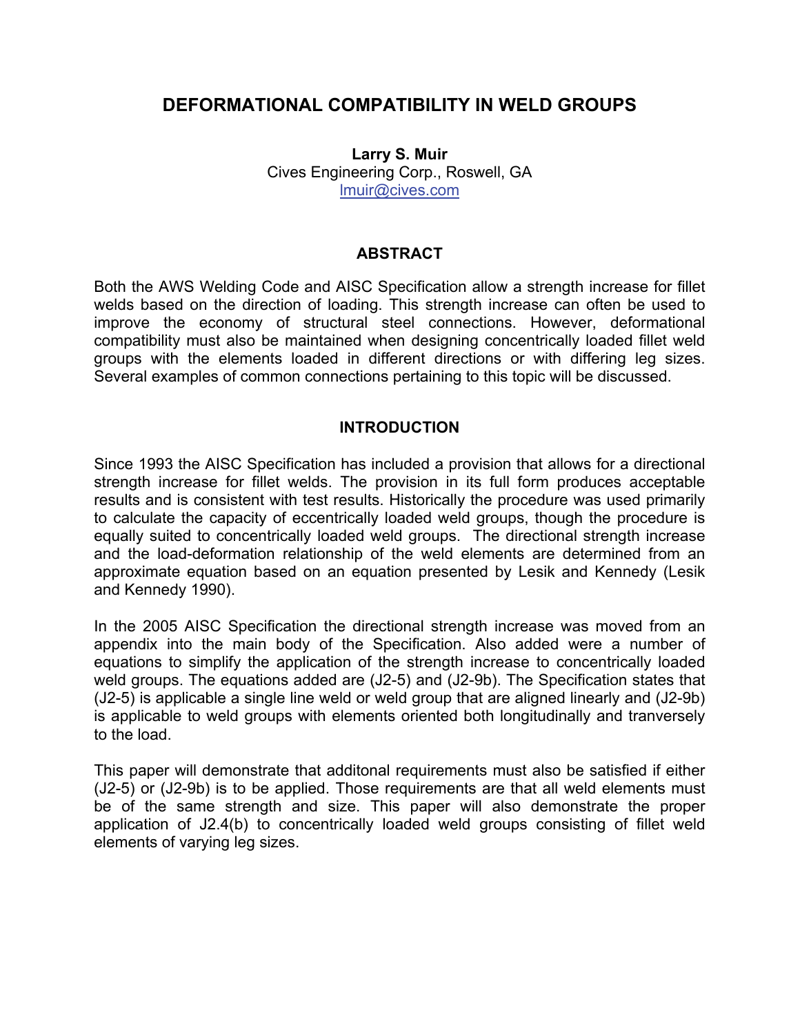# DEFORMATIONAL COMPATIBILITY IN WELD GROUPS

**Larry S. Muir**
Cives Engineering Corp., Roswell, GA
lmuir@cives.com

## ABSTRACT

Both the AWS Welding Code and AISC Specification allow a strength increase for fillet welds based on the direction of loading. This strength increase can often be used to improve the economy of structural steel connections. However, deformational compatibility must also be maintained when designing concentrically loaded fillet weld groups with the elements loaded in different directions or with differing leg sizes. Several examples of common connections pertaining to this topic will be discussed.

## INTRODUCTION

Since 1993 the AISC Specification has included a provision that allows for a directional strength increase for fillet welds. The provision in its full form produces acceptable results and is consistent with test results. Historically the procedure was used primarily to calculate the capacity of eccentrically loaded weld groups, though the procedure is equally suited to concentrically loaded weld groups. The directional strength increase and the load-deformation relationship of the weld elements are determined from an approximate equation based on an equation presented by Lesik and Kennedy (Lesik and Kennedy 1990).

In the 2005 AISC Specification the directional strength increase was moved from an appendix into the main body of the Specification. Also added were a number of equations to simplify the application of the strength increase to concentrically loaded weld groups. The equations added are (J2-5) and (J2-9b). The Specification states that (J2-5) is applicable a single line weld or weld group that are aligned linearly and (J2-9b) is applicable to weld groups with elements oriented both longitudinally and tranversely to the load.

This paper will demonstrate that additonal requirements must also be satisfied if either (J2-5) or (J2-9b) is to be applied. Those requirements are that all weld elements must be of the same strength and size. This paper will also demonstrate the proper application of J2.4(b) to concentrically loaded weld groups consisting of fillet weld elements of varying leg sizes.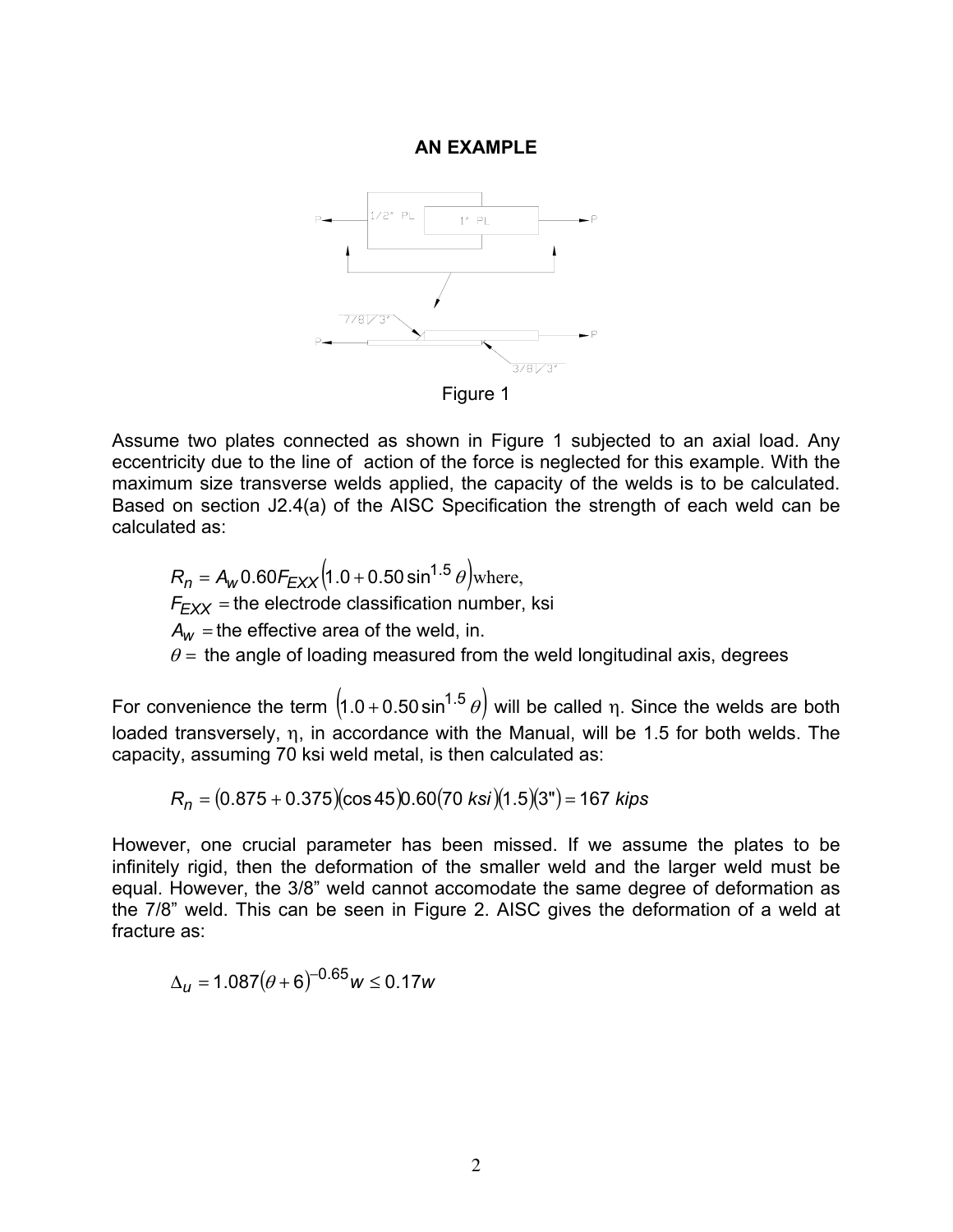## AN EXAMPLE

Figure 1

Assume two plates connected as shown in Figure 1 subjected to an axial load. Any eccentricity due to the line of action of the force is neglected for this example. With the maximum size transverse welds applied, the capacity of the welds is to be calculated. Based on section J2.4(a) of the AISC Specification the strength of each weld can be calculated as:

$$R_n = A_w 0.60 F_{EXX}\left(1.0 + 0.50\sin^{1.5}\theta\right) \text{where,}$$

$F_{EXX}$ = the electrode classification number, ksi

$A_w$ = the effective area of the weld, in.

$\theta$ = the angle of loading measured from the weld longitudinal axis, degrees

For convenience the term $\left(1.0 + 0.50\sin^{1.5}\theta\right)$ will be called $\eta$. Since the welds are both loaded transversely, $\eta$, in accordance with the Manual, will be 1.5 for both welds. The capacity, assuming 70 ksi weld metal, is then calculated as:

$$R_n = (0.875 + 0.375)(\cos 45)0.60(70\ ksi)(1.5)(3") = 167\ kips$$

However, one crucial parameter has been missed. If we assume the plates to be infinitely rigid, then the deformation of the smaller weld and the larger weld must be equal. However, the 3/8" weld cannot accomodate the same degree of deformation as the 7/8" weld. This can be seen in Figure 2. AISC gives the deformation of a weld at fracture as:

$$\Delta_u = 1.087(\theta + 6)^{-0.65} w \le 0.17w$$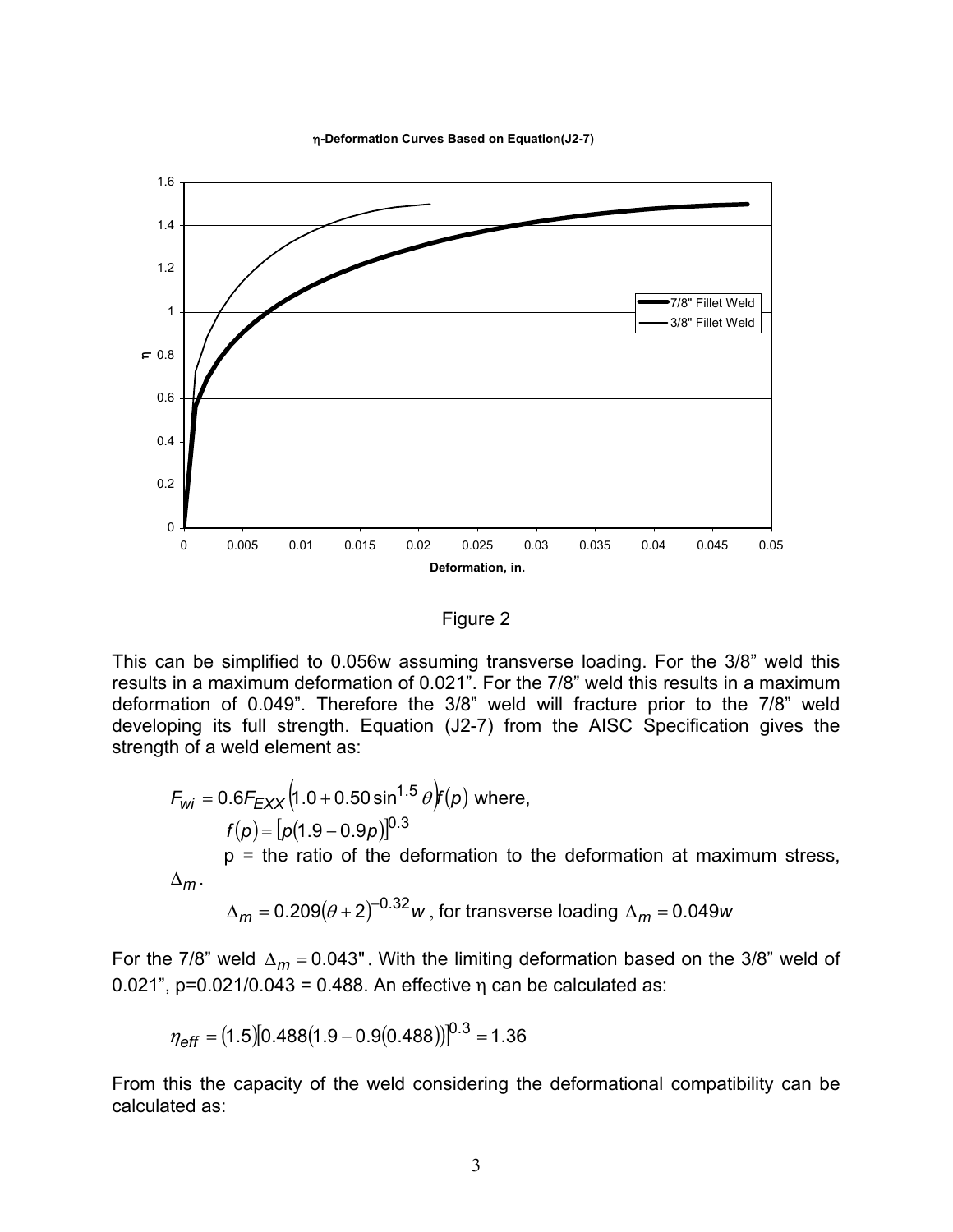η-Deformation Curves Based on Equation(J2-7)

Figure 2

This can be simplified to 0.056w assuming transverse loading. For the 3/8" weld this results in a maximum deformation of 0.021". For the 7/8" weld this results in a maximum deformation of 0.049". Therefore the 3/8" weld will fracture prior to the 7/8" weld developing its full strength. Equation (J2-7) from the AISC Specification gives the strength of a weld element as:

$$F_{wi} = 0.6F_{EXX}\left(1.0 + 0.50\sin^{1.5}\theta\right)f(p) \text{ where,}$$

$$f(p) = \left[p(1.9 - 0.9p)\right]^{0.3}$$

p = the ratio of the deformation to the deformation at maximum stress, $\Delta_m$.

$$\Delta_m = 0.209(\theta + 2)^{-0.32}w \text{, for transverse loading } \Delta_m = 0.049w$$

For the 7/8" weld $\Delta_m = 0.043"$. With the limiting deformation based on the 3/8" weld of 0.021", p=0.021/0.043 = 0.488. An effective η can be calculated as:

$$\eta_{eff} = (1.5)\left[0.488(1.9 - 0.9(0.488))\right]^{0.3} = 1.36$$

From this the capacity of the weld considering the deformational compatibility can be calculated as: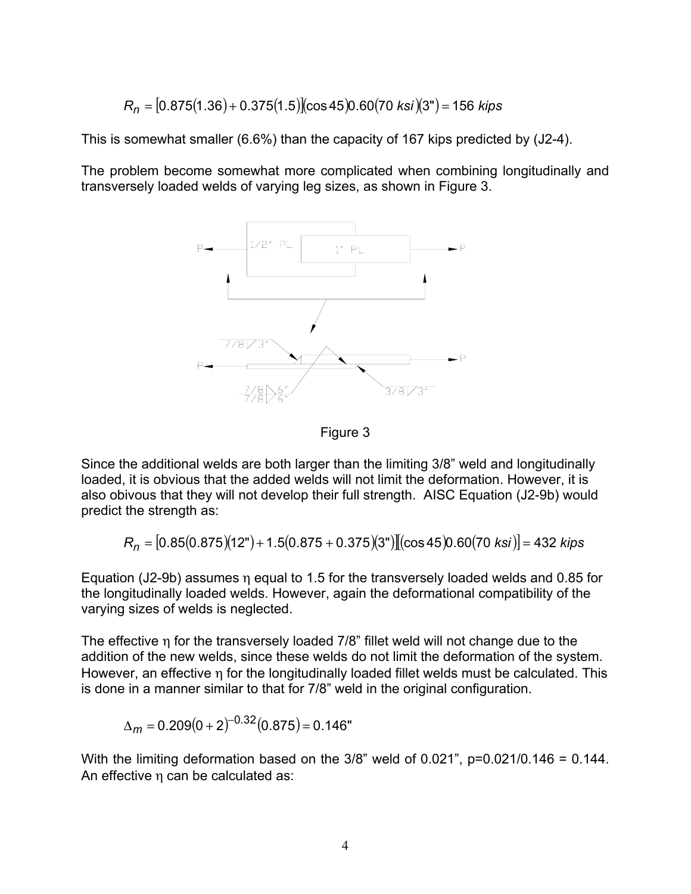$$R_n = [0.875(1.36) + 0.375(1.5)](\cos 45)0.60(70\ ksi)(3") = 156\ kips$$

This is somewhat smaller (6.6%) than the capacity of 167 kips predicted by (J2-4).

The problem become somewhat more complicated when combining longitudinally and transversely loaded welds of varying leg sizes, as shown in Figure 3.

Figure 3

Since the additional welds are both larger than the limiting 3/8" weld and longitudinally loaded, it is obvious that the added welds will not limit the deformation. However, it is also obivous that they will not develop their full strength. AISC Equation (J2-9b) would predict the strength as:

$$R_n = [0.85(0.875)(12") + 1.5(0.875 + 0.375)(3")][(\cos 45)0.60(70\ ksi)] = 432\ kips$$

Equation (J2-9b) assumes η equal to 1.5 for the transversely loaded welds and 0.85 for the longitudinally loaded welds. However, again the deformational compatibility of the varying sizes of welds is neglected.

The effective η for the transversely loaded 7/8" fillet weld will not change due to the addition of the new welds, since these welds do not limit the deformation of the system. However, an effective η for the longitudinally loaded fillet welds must be calculated. This is done in a manner similar to that for 7/8" weld in the original configuration.

$$\Delta_m = 0.209(0 + 2)^{-0.32}(0.875) = 0.146"$$

With the limiting deformation based on the 3/8" weld of 0.021", p=0.021/0.146 = 0.144. An effective η can be calculated as: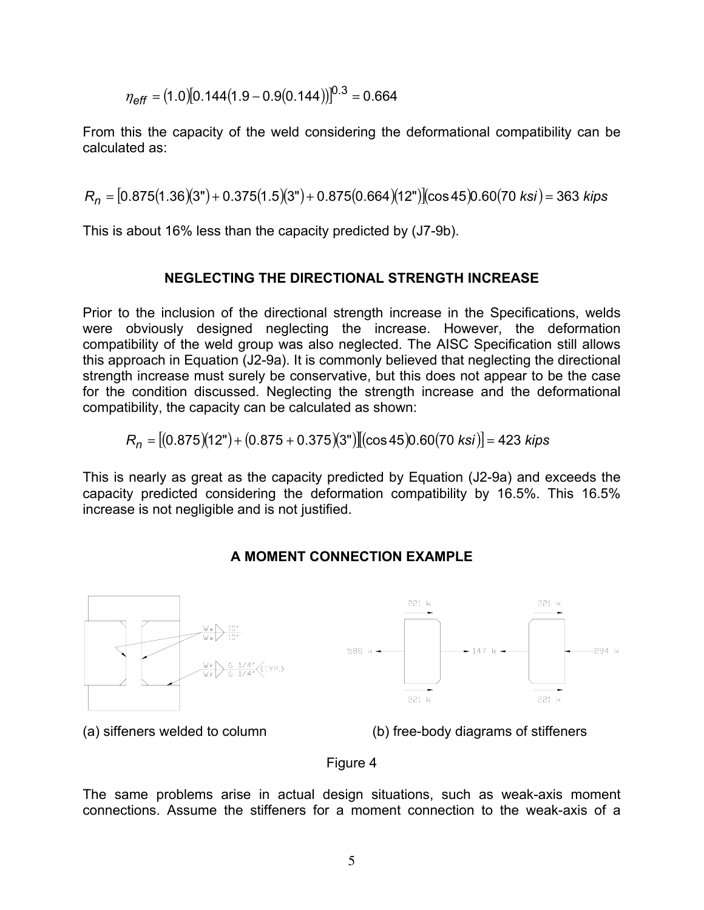$$\eta_{eff} = (1.0)[0.144(1.9 - 0.9(0.144))]^{0.3} = 0.664$$

From this the capacity of the weld considering the deformational compatibility can be calculated as:

$$R_n = [0.875(1.36)(3") + 0.375(1.5)(3") + 0.875(0.664)(12")](\cos 45)0.60(70\ ksi) = 363\ kips$$

This is about 16% less than the capacity predicted by (J7-9b).

## NEGLECTING THE DIRECTIONAL STRENGTH INCREASE

Prior to the inclusion of the directional strength increase in the Specifications, welds were obviously designed neglecting the increase. However, the deformation compatibility of the weld group was also neglected. The AISC Specification still allows this approach in Equation (J2-9a). It is commonly believed that neglecting the directional strength increase must surely be conservative, but this does not appear to be the case for the condition discussed. Neglecting the strength increase and the deformational compatibility, the capacity can be calculated as shown:

$$R_n = [(0.875)(12") + (0.875 + 0.375)(3")][(\cos 45)0.60(70\ ksi)] = 423\ kips$$

This is nearly as great as the capacity predicted by Equation (J2-9a) and exceeds the capacity predicted considering the deformation compatibility by 16.5%. This 16.5% increase is not negligible and is not justified.

## A MOMENT CONNECTION EXAMPLE

(a) siffeners welded to column (b) free-body diagrams of stiffeners

Figure 4

The same problems arise in actual design situations, such as weak-axis moment connections. Assume the stiffeners for a moment connection to the weak-axis of a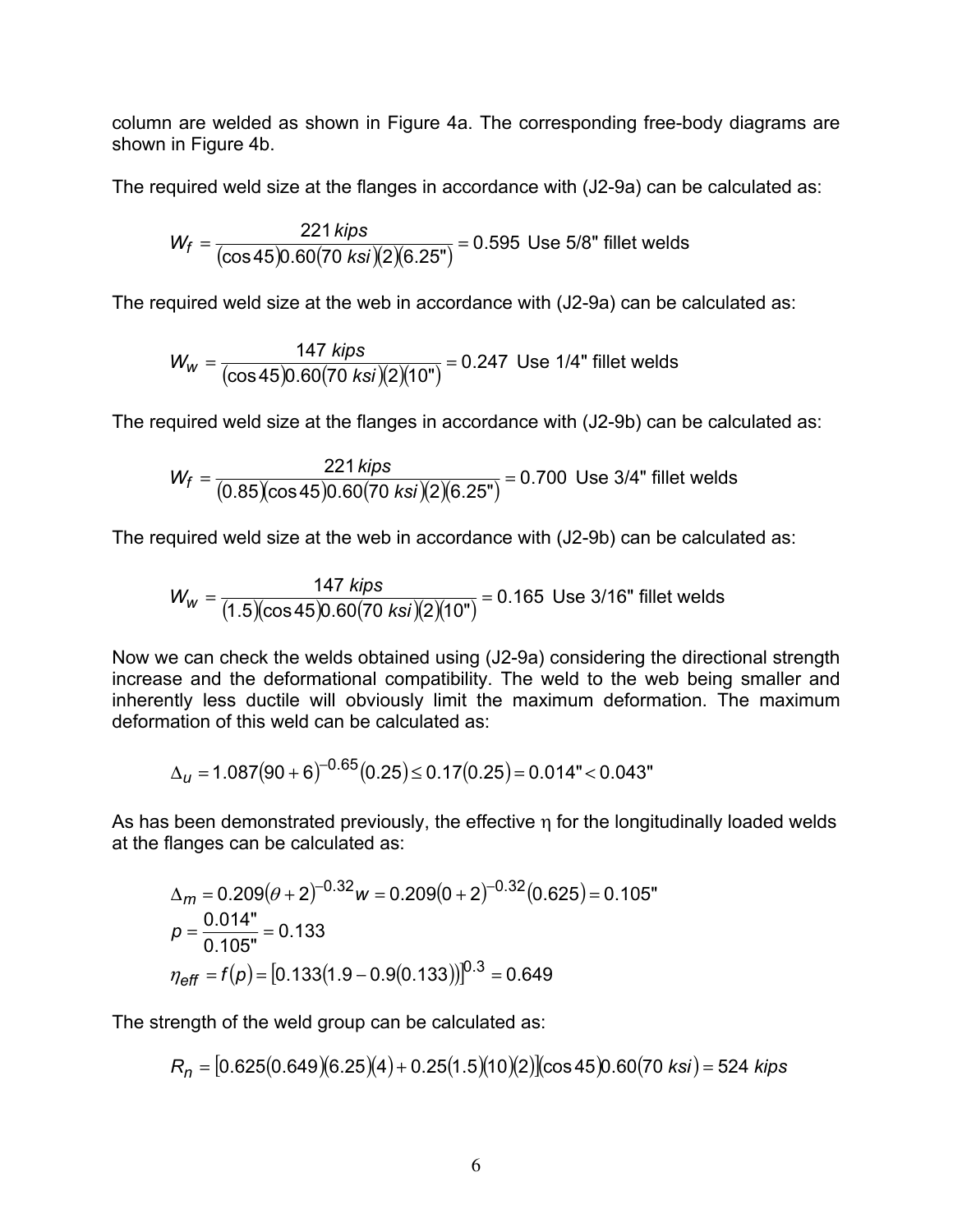column are welded as shown in Figure 4a. The corresponding free-body diagrams are shown in Figure 4b.

The required weld size at the flanges in accordance with (J2-9a) can be calculated as:

$$W_f = \frac{221\,kips}{(\cos 45)0.60(70\ ksi)(2)(6.25")} = 0.595 \text{ Use 5/8" fillet welds}$$

The required weld size at the web in accordance with (J2-9a) can be calculated as:

$$W_w = \frac{147\ kips}{(\cos 45)0.60(70\ ksi)(2)(10")} = 0.247 \text{ Use 1/4" fillet welds}$$

The required weld size at the flanges in accordance with (J2-9b) can be calculated as:

$$W_f = \frac{221\,kips}{(0.85)(\cos 45)0.60(70\ ksi)(2)(6.25")} = 0.700 \text{ Use 3/4" fillet welds}$$

The required weld size at the web in accordance with (J2-9b) can be calculated as:

$$W_w = \frac{147\ kips}{(1.5)(\cos 45)0.60(70\ ksi)(2)(10")} = 0.165 \text{ Use 3/16" fillet welds}$$

Now we can check the welds obtained using (J2-9a) considering the directional strength increase and the deformational compatibility. The weld to the web being smaller and inherently less ductile will obviously limit the maximum deformation. The maximum deformation of this weld can be calculated as:

$$\Delta_u = 1.087(90+6)^{-0.65}(0.25) \leq 0.17(0.25) = 0.014" < 0.043"$$

As has been demonstrated previously, the effective $\eta$ for the longitudinally loaded welds at the flanges can be calculated as:

$$\Delta_m = 0.209(\theta+2)^{-0.32}w = 0.209(0+2)^{-0.32}(0.625) = 0.105"$$

$$p = \frac{0.014"}{0.105"} = 0.133$$

$$\eta_{eff} = f(p) = [0.133(1.9-0.9(0.133))]^{0.3} = 0.649$$

The strength of the weld group can be calculated as:

$$R_n = [0.625(0.649)(6.25)(4) + 0.25(1.5)(10)(2)](\cos 45)0.60(70\ ksi) = 524\ kips$$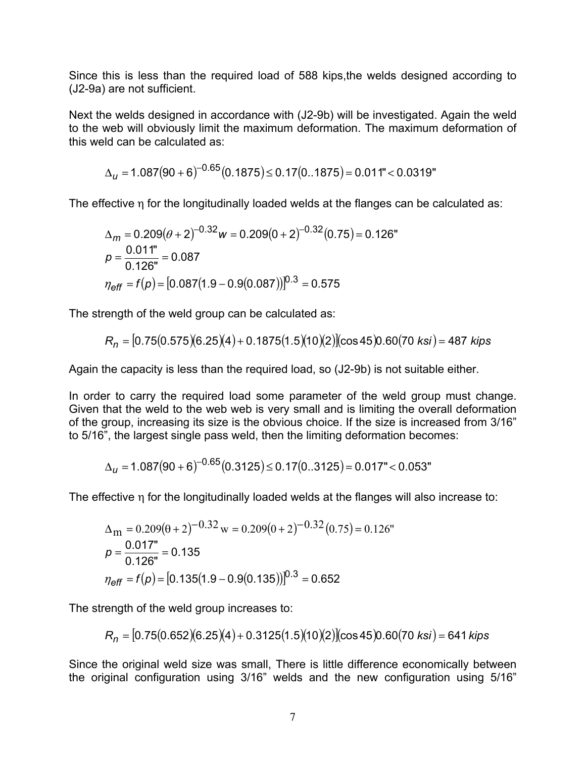Since this is less than the required load of 588 kips,the welds designed according to (J2-9a) are not sufficient.

Next the welds designed in accordance with (J2-9b) will be investigated. Again the weld to the web will obviously limit the maximum deformation. The maximum deformation of this weld can be calculated as:

$$\Delta_u = 1.087(90+6)^{-0.65}(0.1875) \leq 0.17(0..1875) = 0.011" < 0.0319"$$

The effective η for the longitudinally loaded welds at the flanges can be calculated as:

$$\Delta_m = 0.209(\theta + 2)^{-0.32} w = 0.209(0+2)^{-0.32}(0.75) = 0.126"$$

$$p = \frac{0.011"}{0.126"} = 0.087$$

$$\eta_{eff} = f(p) = [0.087(1.9 - 0.9(0.087))]^{0.3} = 0.575$$

The strength of the weld group can be calculated as:

$$R_n = [0.75(0.575)(6.25)(4) + 0.1875(1.5)(10)(2)](\cos 45)0.60(70\ ksi) = 487\ kips$$

Again the capacity is less than the required load, so (J2-9b) is not suitable either.

In order to carry the required load some parameter of the weld group must change. Given that the weld to the web web is very small and is limiting the overall deformation of the group, increasing its size is the obvious choice. If the size is increased from 3/16" to 5/16", the largest single pass weld, then the limiting deformation becomes:

$$\Delta_u = 1.087(90+6)^{-0.65}(0.3125) \leq 0.17(0..3125) = 0.017" < 0.053"$$

The effective η for the longitudinally loaded welds at the flanges will also increase to:

$$\Delta_m = 0.209(\theta + 2)^{-0.32} w = 0.209(0+2)^{-0.32}(0.75) = 0.126"$$

$$p = \frac{0.017"}{0.126"} = 0.135$$

$$\eta_{eff} = f(p) = [0.135(1.9 - 0.9(0.135))]^{0.3} = 0.652$$

The strength of the weld group increases to:

$$R_n = [0.75(0.652)(6.25)(4) + 0.3125(1.5)(10)(2)](\cos 45)0.60(70\ ksi) = 641\ kips$$

Since the original weld size was small, There is little difference economically between the original configuration using 3/16" welds and the new configuration using 5/16"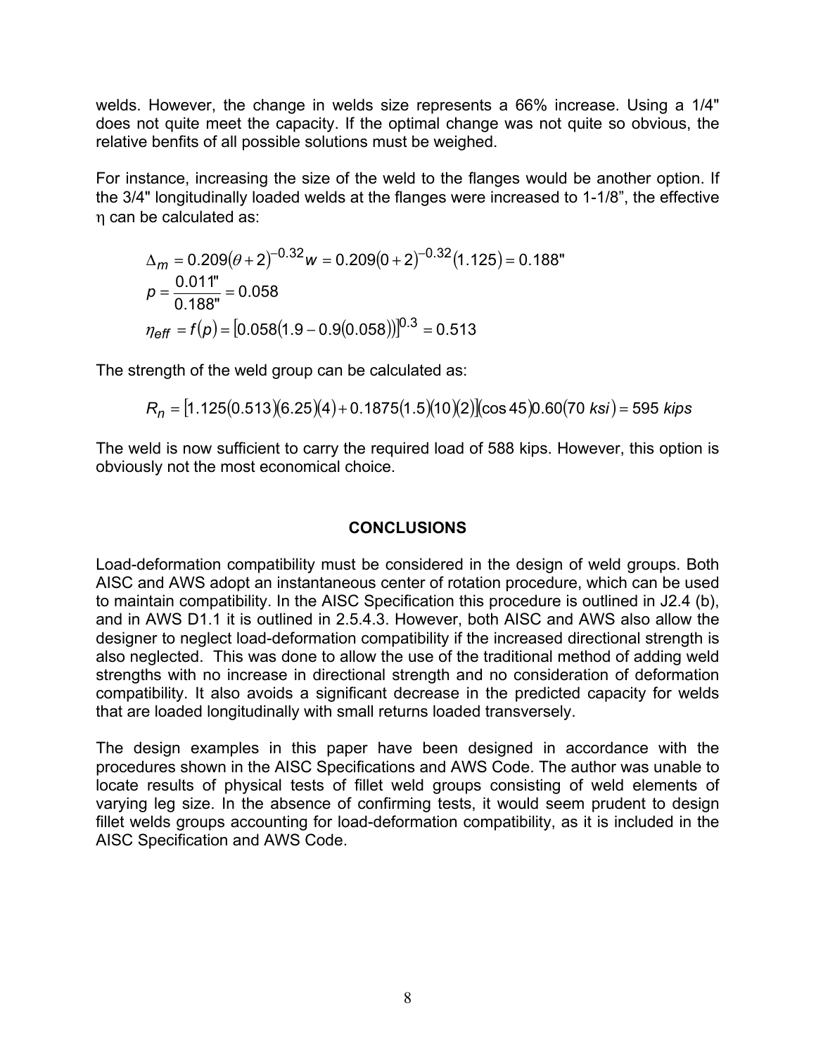welds. However, the change in welds size represents a 66% increase. Using a 1/4" does not quite meet the capacity. If the optimal change was not quite so obvious, the relative benfits of all possible solutions must be weighed.

For instance, increasing the size of the weld to the flanges would be another option. If the 3/4" longitudinally loaded welds at the flanges were increased to 1-1/8", the effective $\eta$ can be calculated as:

$$\Delta_m = 0.209(\theta + 2)^{-0.32} w = 0.209(0 + 2)^{-0.32}(1.125) = 0.188"$$

$$p = \frac{0.011"}{0.188"} = 0.058$$

$$\eta_{eff} = f(p) = [0.058(1.9 - 0.9(0.058))]^{0.3} = 0.513$$

The strength of the weld group can be calculated as:

$$R_n = [1.125(0.513)(6.25)(4) + 0.1875(1.5)(10)(2)](\cos 45)0.60(70\ ksi) = 595\ kips$$

The weld is now sufficient to carry the required load of 588 kips. However, this option is obviously not the most economical choice.

## CONCLUSIONS

Load-deformation compatibility must be considered in the design of weld groups. Both AISC and AWS adopt an instantaneous center of rotation procedure, which can be used to maintain compatibility. In the AISC Specification this procedure is outlined in J2.4 (b), and in AWS D1.1 it is outlined in 2.5.4.3. However, both AISC and AWS also allow the designer to neglect load-deformation compatibility if the increased directional strength is also neglected. This was done to allow the use of the traditional method of adding weld strengths with no increase in directional strength and no consideration of deformation compatibility. It also avoids a significant decrease in the predicted capacity for welds that are loaded longitudinally with small returns loaded transversely.

The design examples in this paper have been designed in accordance with the procedures shown in the AISC Specifications and AWS Code. The author was unable to locate results of physical tests of fillet weld groups consisting of weld elements of varying leg size. In the absence of confirming tests, it would seem prudent to design fillet welds groups accounting for load-deformation compatibility, as it is included in the AISC Specification and AWS Code.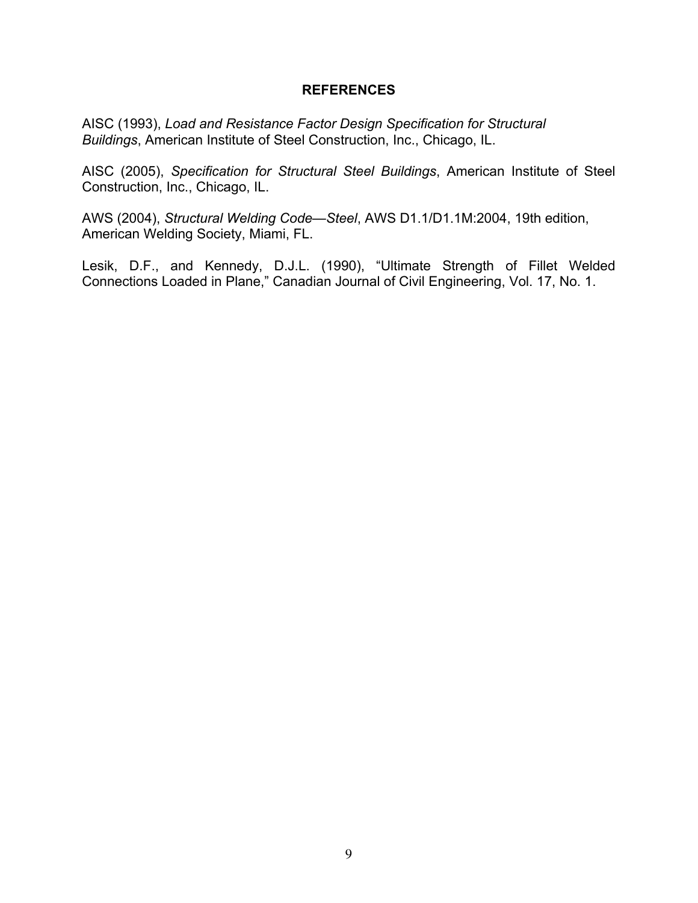## REFERENCES

AISC (1993), *Load and Resistance Factor Design Specification for Structural Buildings*, American Institute of Steel Construction, Inc., Chicago, IL.

AISC (2005), *Specification for Structural Steel Buildings*, American Institute of Steel Construction, Inc., Chicago, IL.

AWS (2004), *Structural Welding Code—Steel*, AWS D1.1/D1.1M:2004, 19th edition, American Welding Society, Miami, FL.

Lesik, D.F., and Kennedy, D.J.L. (1990), "Ultimate Strength of Fillet Welded Connections Loaded in Plane," Canadian Journal of Civil Engineering, Vol. 17, No. 1.